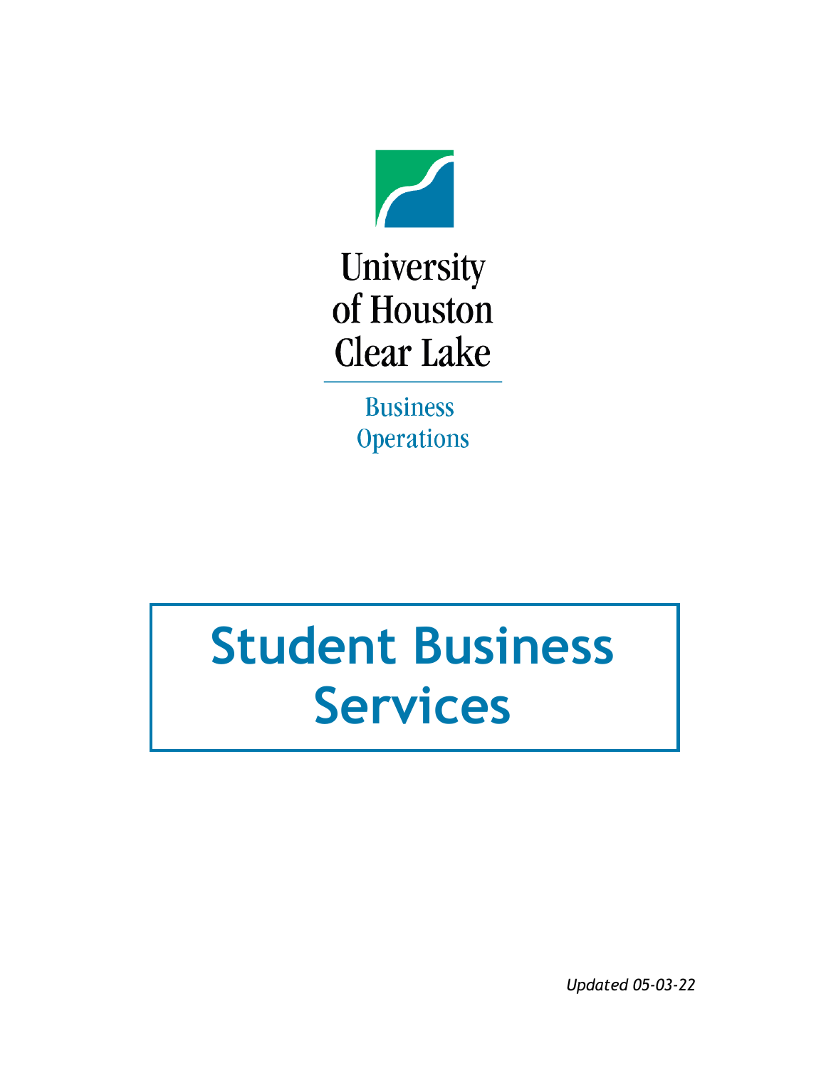University of Houston Clear Lake

Business Operations

# Student Business Services

*Updated 05-03-22*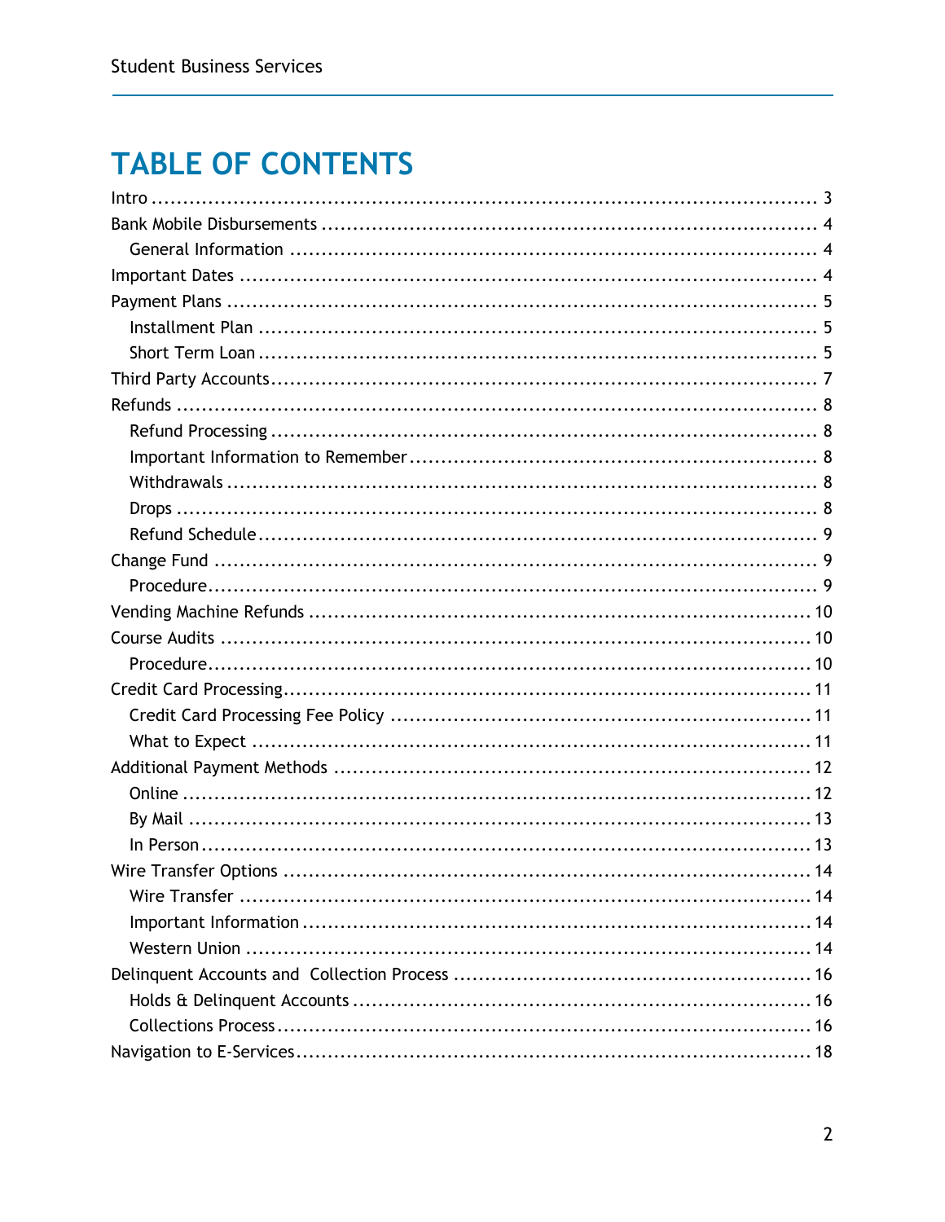# TABLE OF CONTENTS

Intro ..... 3
Bank Mobile Disbursements ..... 4
  General Information ..... 4
Important Dates ..... 4
Payment Plans ..... 5
  Installment Plan ..... 5
  Short Term Loan ..... 5
Third Party Accounts ..... 7
Refunds ..... 8
  Refund Processing ..... 8
  Important Information to Remember ..... 8
  Withdrawals ..... 8
  Drops ..... 8
  Refund Schedule ..... 9
Change Fund ..... 9
  Procedure ..... 9
Vending Machine Refunds ..... 10
Course Audits ..... 10
  Procedure ..... 10
Credit Card Processing ..... 11
  Credit Card Processing Fee Policy ..... 11
  What to Expect ..... 11
Additional Payment Methods ..... 12
  Online ..... 12
  By Mail ..... 13
  In Person ..... 13
Wire Transfer Options ..... 14
  Wire Transfer ..... 14
  Important Information ..... 14
  Western Union ..... 14
Delinquent Accounts and Collection Process ..... 16
  Holds & Delinquent Accounts ..... 16
  Collections Process ..... 16
Navigation to E-Services ..... 18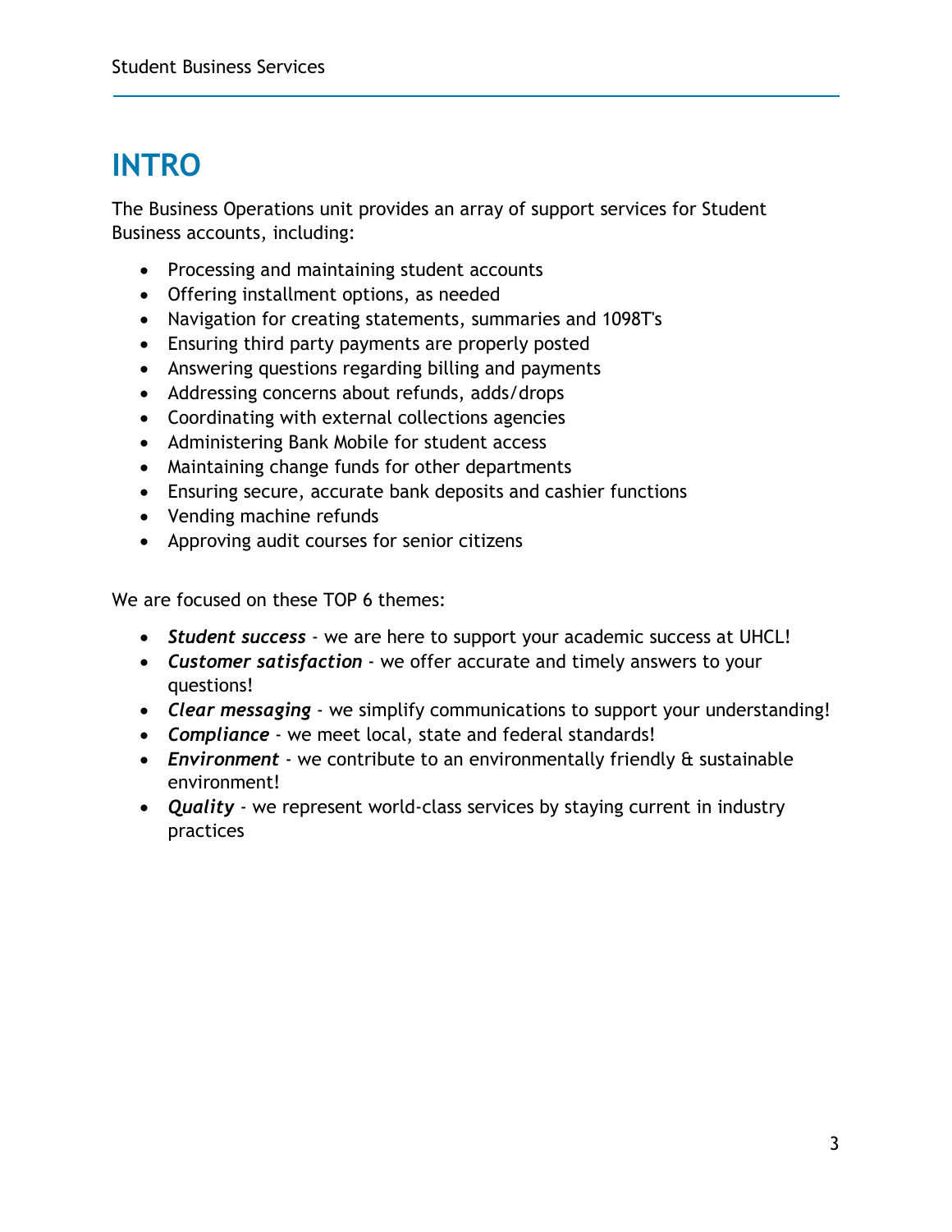# INTRO

The Business Operations unit provides an array of support services for Student Business accounts, including:

- Processing and maintaining student accounts
- Offering installment options, as needed
- Navigation for creating statements, summaries and 1098T's
- Ensuring third party payments are properly posted
- Answering questions regarding billing and payments
- Addressing concerns about refunds, adds/drops
- Coordinating with external collections agencies
- Administering Bank Mobile for student access
- Maintaining change funds for other departments
- Ensuring secure, accurate bank deposits and cashier functions
- Vending machine refunds
- Approving audit courses for senior citizens

We are focused on these TOP 6 themes:

- ***Student success*** - we are here to support your academic success at UHCL!
- ***Customer satisfaction*** - we offer accurate and timely answers to your questions!
- ***Clear messaging*** - we simplify communications to support your understanding!
- ***Compliance*** - we meet local, state and federal standards!
- ***Environment*** - we contribute to an environmentally friendly & sustainable environment!
- ***Quality*** - we represent world-class services by staying current in industry practices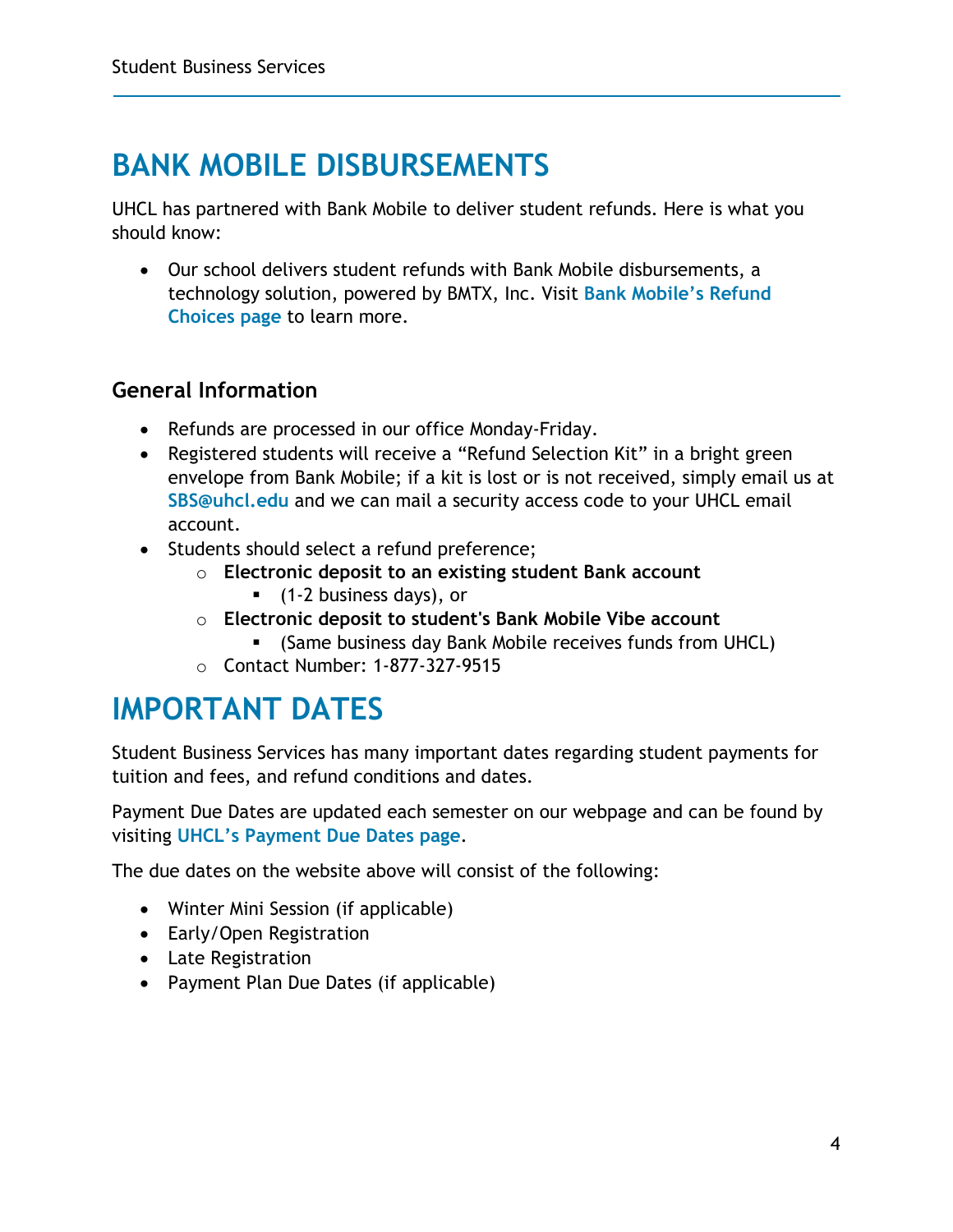# BANK MOBILE DISBURSEMENTS

UHCL has partnered with Bank Mobile to deliver student refunds. Here is what you should know:

- Our school delivers student refunds with Bank Mobile disbursements, a technology solution, powered by BMTX, Inc. Visit **Bank Mobile's Refund Choices page** to learn more.

### General Information

- Refunds are processed in our office Monday-Friday.
- Registered students will receive a "Refund Selection Kit" in a bright green envelope from Bank Mobile; if a kit is lost or is not received, simply email us at **SBS@uhcl.edu** and we can mail a security access code to your UHCL email account.
- Students should select a refund preference;
    - **Electronic deposit to an existing student Bank account**
        - (1-2 business days), or
    - **Electronic deposit to student's Bank Mobile Vibe account**
        - (Same business day Bank Mobile receives funds from UHCL)
    - Contact Number: 1-877-327-9515

# IMPORTANT DATES

Student Business Services has many important dates regarding student payments for tuition and fees, and refund conditions and dates.

Payment Due Dates are updated each semester on our webpage and can be found by visiting **UHCL's Payment Due Dates page**.

The due dates on the website above will consist of the following:

- Winter Mini Session (if applicable)
- Early/Open Registration
- Late Registration
- Payment Plan Due Dates (if applicable)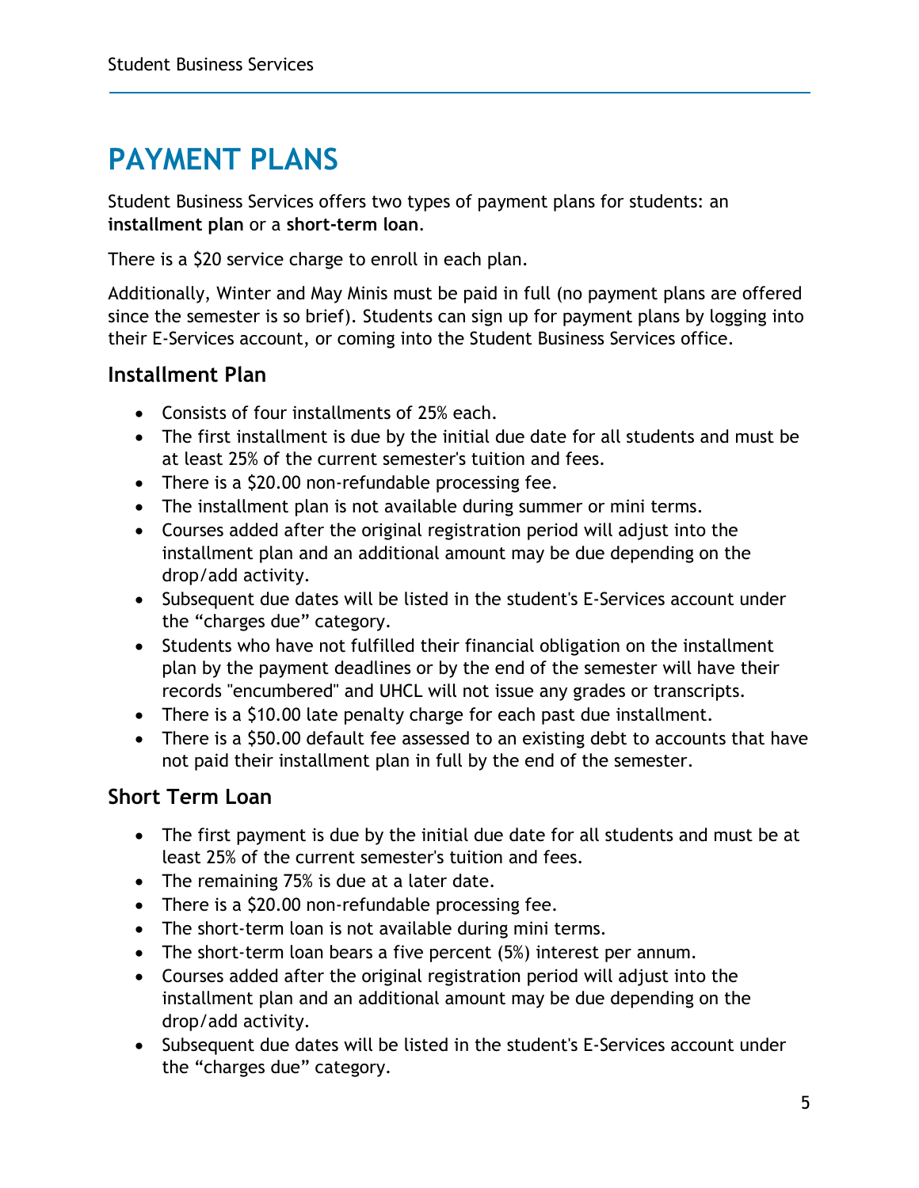# PAYMENT PLANS

Student Business Services offers two types of payment plans for students: an **installment plan** or a **short-term loan**.

There is a $20 service charge to enroll in each plan.

Additionally, Winter and May Minis must be paid in full (no payment plans are offered since the semester is so brief). Students can sign up for payment plans by logging into their E-Services account, or coming into the Student Business Services office.

## Installment Plan

- Consists of four installments of 25% each.
- The first installment is due by the initial due date for all students and must be at least 25% of the current semester's tuition and fees.
- There is a $20.00 non-refundable processing fee.
- The installment plan is not available during summer or mini terms.
- Courses added after the original registration period will adjust into the installment plan and an additional amount may be due depending on the drop/add activity.
- Subsequent due dates will be listed in the student's E-Services account under the "charges due" category.
- Students who have not fulfilled their financial obligation on the installment plan by the payment deadlines or by the end of the semester will have their records "encumbered" and UHCL will not issue any grades or transcripts.
- There is a $10.00 late penalty charge for each past due installment.
- There is a $50.00 default fee assessed to an existing debt to accounts that have not paid their installment plan in full by the end of the semester.

## Short Term Loan

- The first payment is due by the initial due date for all students and must be at least 25% of the current semester's tuition and fees.
- The remaining 75% is due at a later date.
- There is a $20.00 non-refundable processing fee.
- The short-term loan is not available during mini terms.
- The short-term loan bears a five percent (5%) interest per annum.
- Courses added after the original registration period will adjust into the installment plan and an additional amount may be due depending on the drop/add activity.
- Subsequent due dates will be listed in the student's E-Services account under the "charges due" category.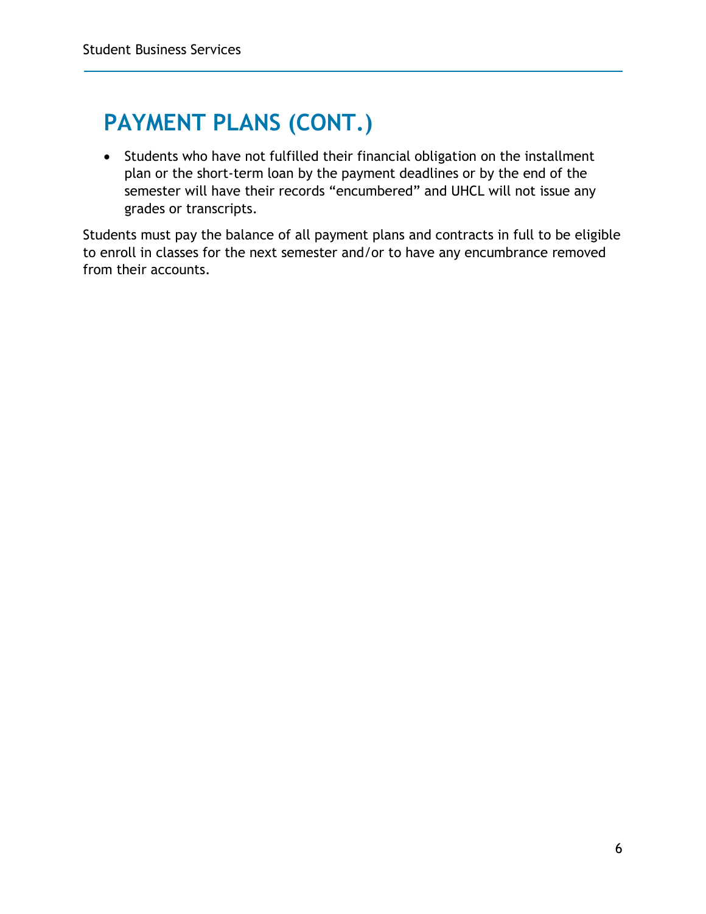## PAYMENT PLANS (CONT.)

- Students who have not fulfilled their financial obligation on the installment plan or the short-term loan by the payment deadlines or by the end of the semester will have their records “encumbered” and UHCL will not issue any grades or transcripts.

Students must pay the balance of all payment plans and contracts in full to be eligible to enroll in classes for the next semester and/or to have any encumbrance removed from their accounts.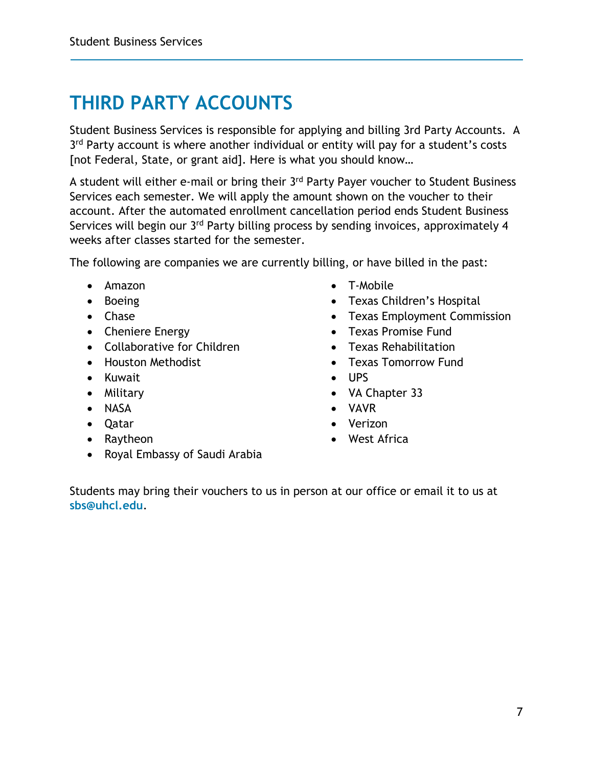# THIRD PARTY ACCOUNTS

Student Business Services is responsible for applying and billing 3rd Party Accounts. A 3rd Party account is where another individual or entity will pay for a student's costs [not Federal, State, or grant aid]. Here is what you should know…

A student will either e-mail or bring their 3rd Party Payer voucher to Student Business Services each semester. We will apply the amount shown on the voucher to their account. After the automated enrollment cancellation period ends Student Business Services will begin our 3rd Party billing process by sending invoices, approximately 4 weeks after classes started for the semester.

The following are companies we are currently billing, or have billed in the past:

- Amazon
- Boeing
- Chase
- Cheniere Energy
- Collaborative for Children
- Houston Methodist
- Kuwait
- Military
- NASA
- Qatar
- Raytheon
- Royal Embassy of Saudi Arabia
- T-Mobile
- Texas Children's Hospital
- Texas Employment Commission
- Texas Promise Fund
- Texas Rehabilitation
- Texas Tomorrow Fund
- UPS
- VA Chapter 33
- VAVR
- Verizon
- West Africa

Students may bring their vouchers to us in person at our office or email it to us at **sbs@uhcl.edu**.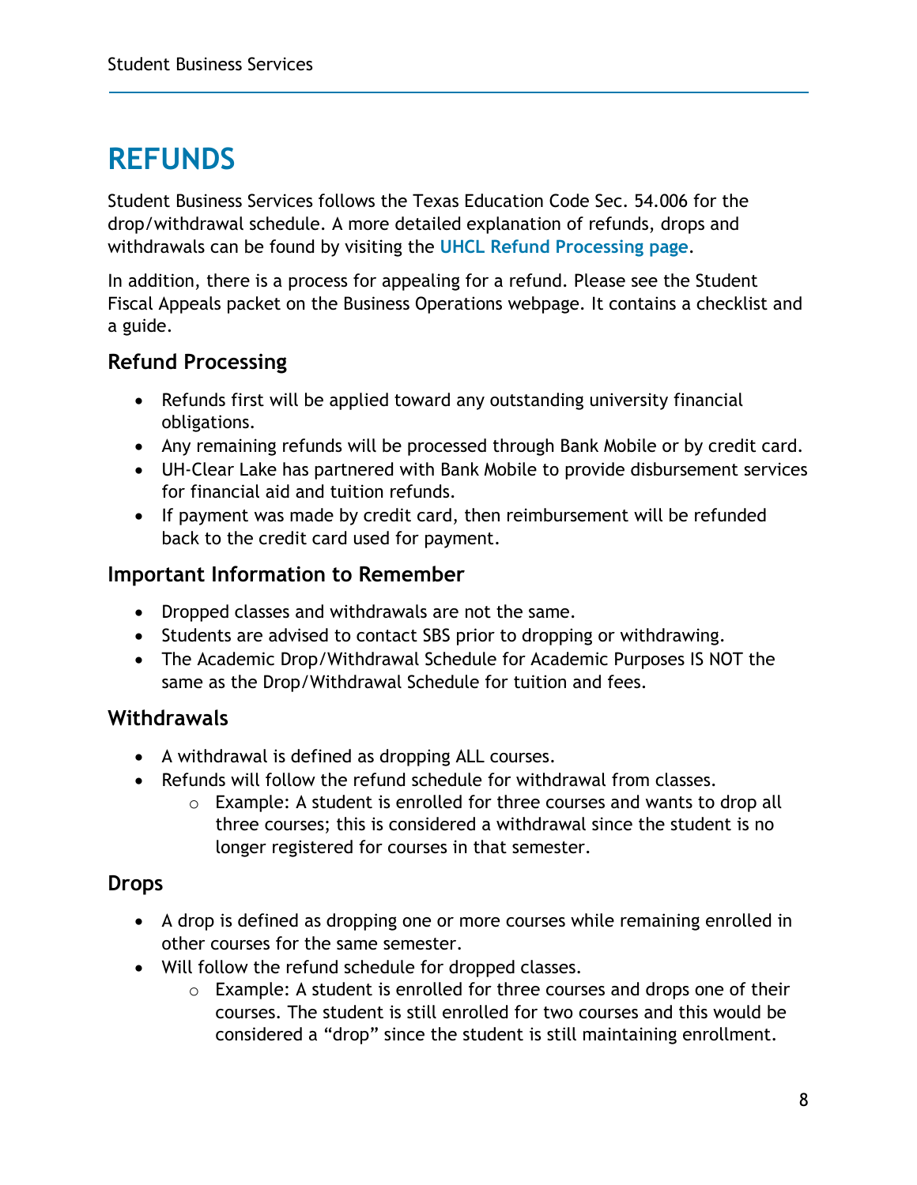# REFUNDS

Student Business Services follows the Texas Education Code Sec. 54.006 for the drop/withdrawal schedule. A more detailed explanation of refunds, drops and withdrawals can be found by visiting the **UHCL Refund Processing page**.

In addition, there is a process for appealing for a refund. Please see the Student Fiscal Appeals packet on the Business Operations webpage. It contains a checklist and a guide.

## Refund Processing

- Refunds first will be applied toward any outstanding university financial obligations.
- Any remaining refunds will be processed through Bank Mobile or by credit card.
- UH-Clear Lake has partnered with Bank Mobile to provide disbursement services for financial aid and tuition refunds.
- If payment was made by credit card, then reimbursement will be refunded back to the credit card used for payment.

## Important Information to Remember

- Dropped classes and withdrawals are not the same.
- Students are advised to contact SBS prior to dropping or withdrawing.
- The Academic Drop/Withdrawal Schedule for Academic Purposes IS NOT the same as the Drop/Withdrawal Schedule for tuition and fees.

## Withdrawals

- A withdrawal is defined as dropping ALL courses.
- Refunds will follow the refund schedule for withdrawal from classes.
    - Example: A student is enrolled for three courses and wants to drop all three courses; this is considered a withdrawal since the student is no longer registered for courses in that semester.

## Drops

- A drop is defined as dropping one or more courses while remaining enrolled in other courses for the same semester.
- Will follow the refund schedule for dropped classes.
    - Example: A student is enrolled for three courses and drops one of their courses. The student is still enrolled for two courses and this would be considered a "drop" since the student is still maintaining enrollment.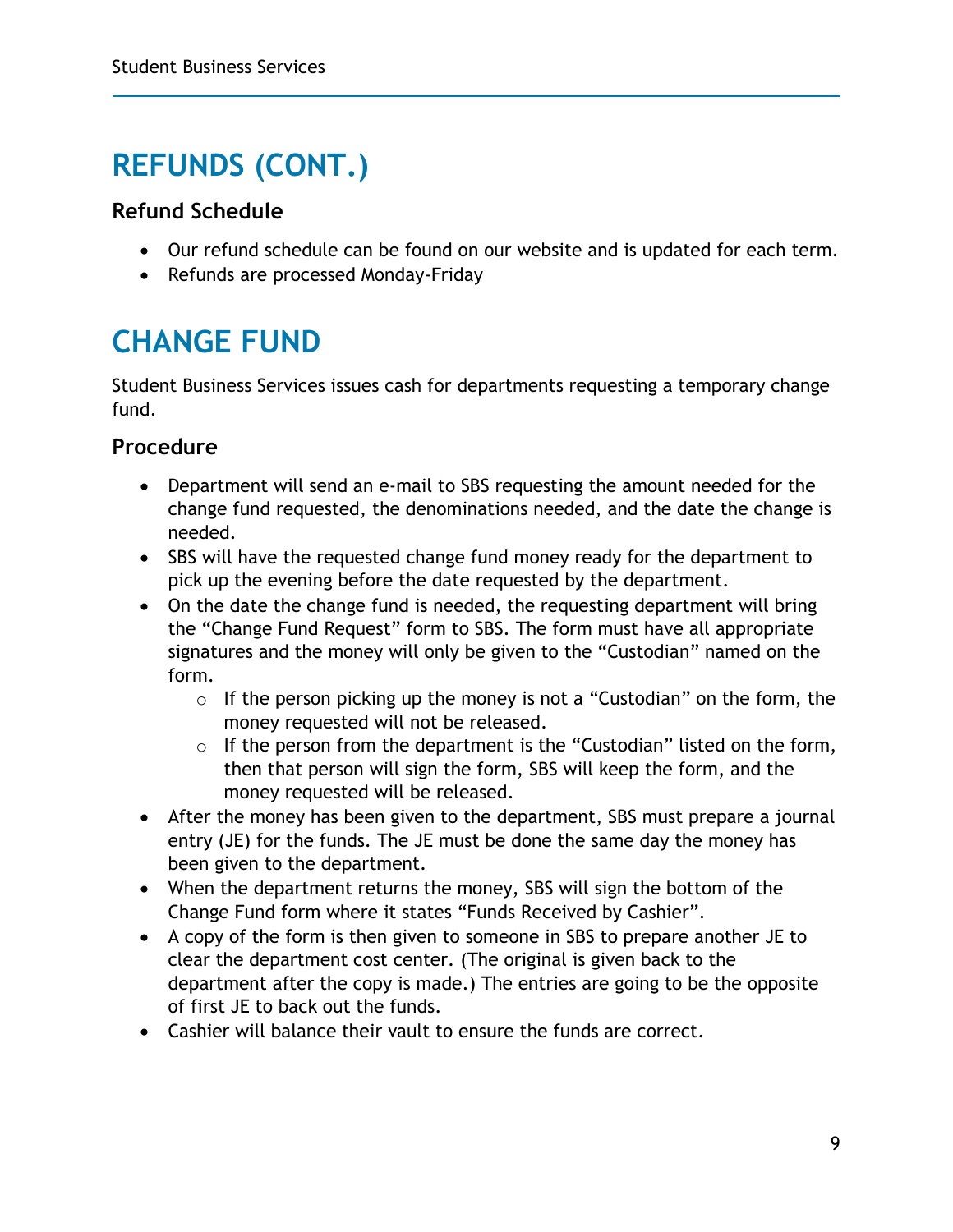# REFUNDS (CONT.)

## Refund Schedule

- Our refund schedule can be found on our website and is updated for each term.
- Refunds are processed Monday-Friday

# CHANGE FUND

Student Business Services issues cash for departments requesting a temporary change fund.

## Procedure

- Department will send an e-mail to SBS requesting the amount needed for the change fund requested, the denominations needed, and the date the change is needed.
- SBS will have the requested change fund money ready for the department to pick up the evening before the date requested by the department.
- On the date the change fund is needed, the requesting department will bring the "Change Fund Request" form to SBS. The form must have all appropriate signatures and the money will only be given to the "Custodian" named on the form.
  - If the person picking up the money is not a "Custodian" on the form, the money requested will not be released.
  - If the person from the department is the "Custodian" listed on the form, then that person will sign the form, SBS will keep the form, and the money requested will be released.
- After the money has been given to the department, SBS must prepare a journal entry (JE) for the funds. The JE must be done the same day the money has been given to the department.
- When the department returns the money, SBS will sign the bottom of the Change Fund form where it states "Funds Received by Cashier".
- A copy of the form is then given to someone in SBS to prepare another JE to clear the department cost center. (The original is given back to the department after the copy is made.) The entries are going to be the opposite of first JE to back out the funds.
- Cashier will balance their vault to ensure the funds are correct.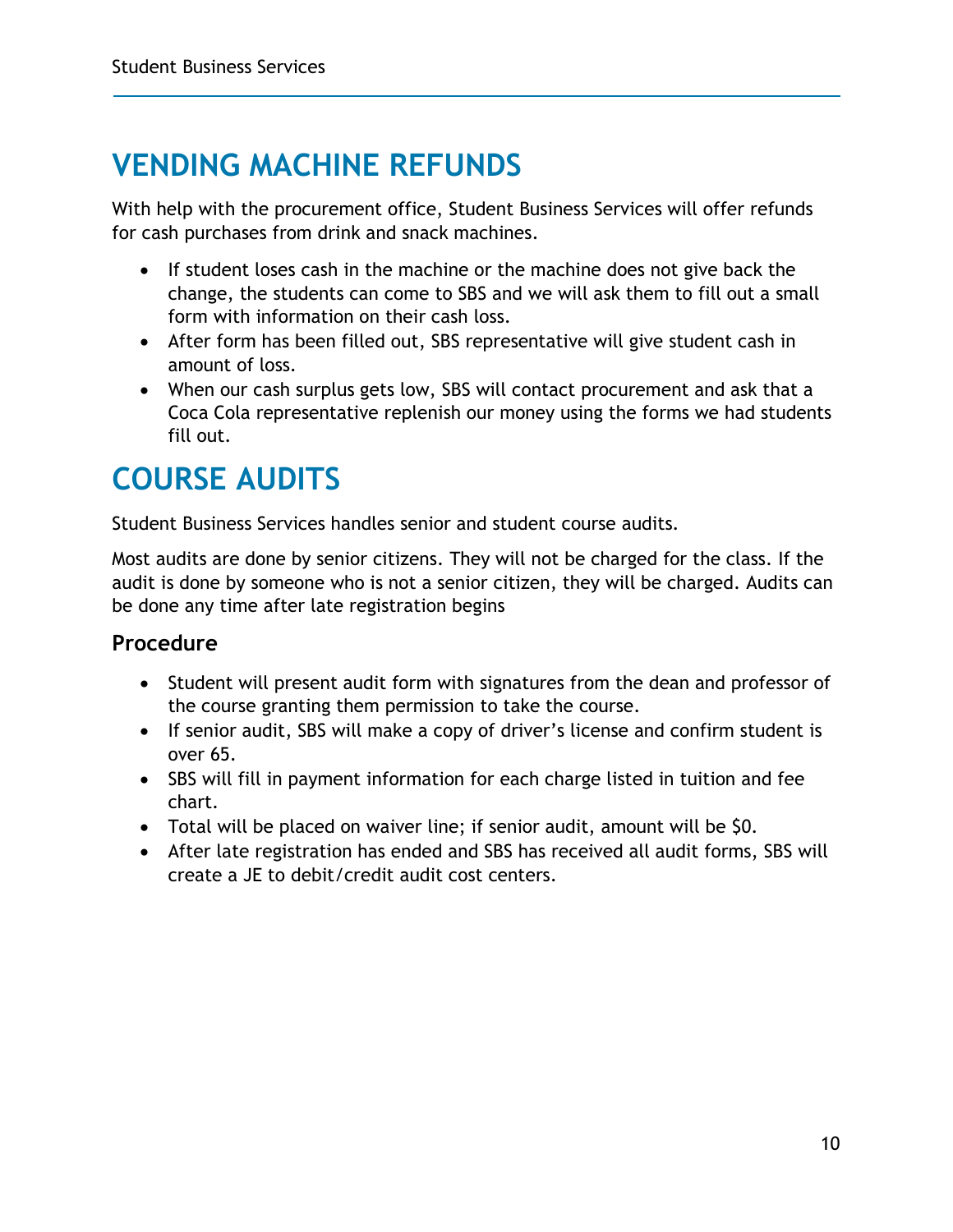# VENDING MACHINE REFUNDS

With help with the procurement office, Student Business Services will offer refunds for cash purchases from drink and snack machines.

- If student loses cash in the machine or the machine does not give back the change, the students can come to SBS and we will ask them to fill out a small form with information on their cash loss.
- After form has been filled out, SBS representative will give student cash in amount of loss.
- When our cash surplus gets low, SBS will contact procurement and ask that a Coca Cola representative replenish our money using the forms we had students fill out.

# COURSE AUDITS

Student Business Services handles senior and student course audits.

Most audits are done by senior citizens. They will not be charged for the class. If the audit is done by someone who is not a senior citizen, they will be charged. Audits can be done any time after late registration begins

## Procedure

- Student will present audit form with signatures from the dean and professor of the course granting them permission to take the course.
- If senior audit, SBS will make a copy of driver's license and confirm student is over 65.
- SBS will fill in payment information for each charge listed in tuition and fee chart.
- Total will be placed on waiver line; if senior audit, amount will be $0.
- After late registration has ended and SBS has received all audit forms, SBS will create a JE to debit/credit audit cost centers.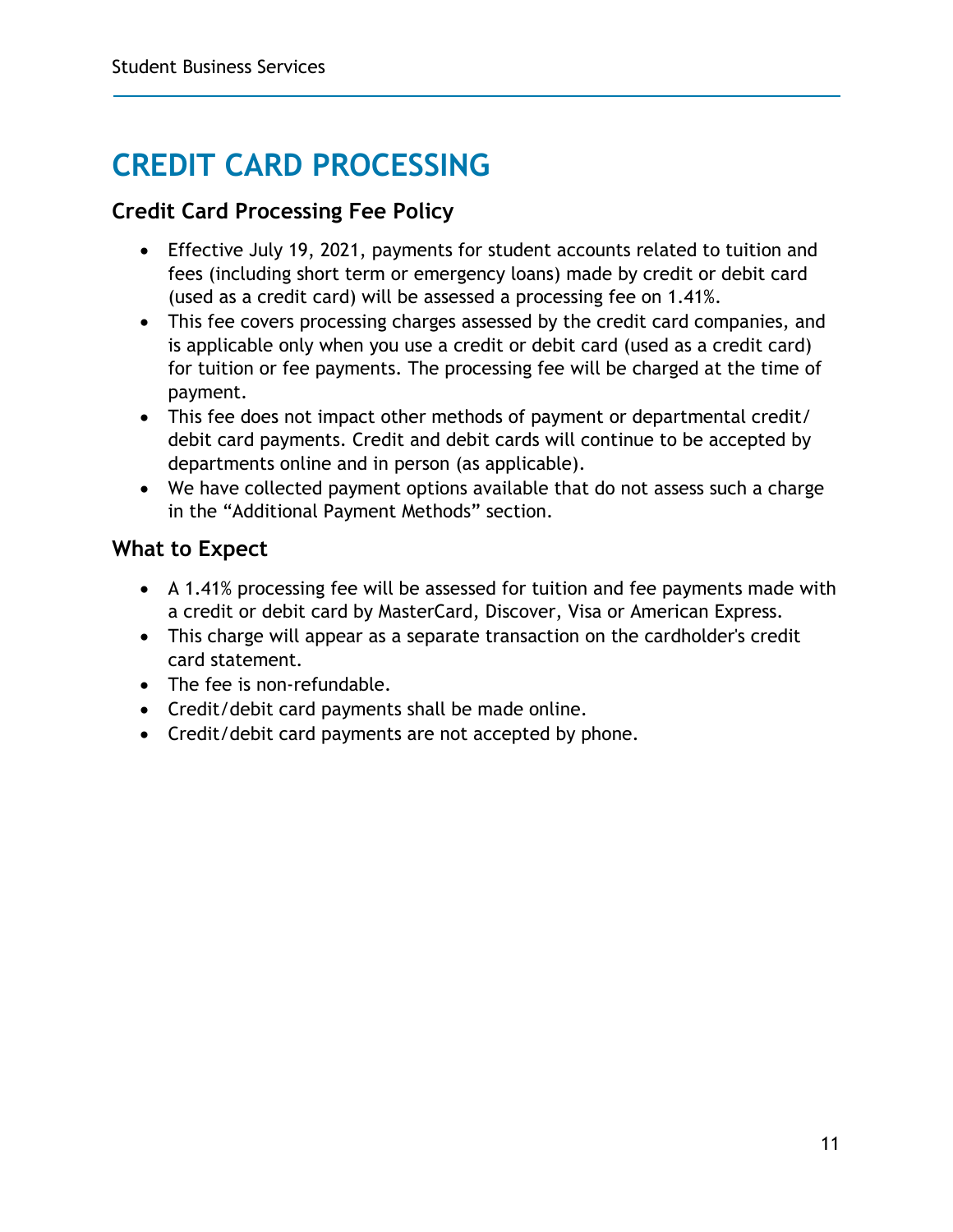# CREDIT CARD PROCESSING

## Credit Card Processing Fee Policy

- Effective July 19, 2021, payments for student accounts related to tuition and fees (including short term or emergency loans) made by credit or debit card (used as a credit card) will be assessed a processing fee on 1.41%.
- This fee covers processing charges assessed by the credit card companies, and is applicable only when you use a credit or debit card (used as a credit card) for tuition or fee payments. The processing fee will be charged at the time of payment.
- This fee does not impact other methods of payment or departmental credit/debit card payments. Credit and debit cards will continue to be accepted by departments online and in person (as applicable).
- We have collected payment options available that do not assess such a charge in the "Additional Payment Methods" section.

## What to Expect

- A 1.41% processing fee will be assessed for tuition and fee payments made with a credit or debit card by MasterCard, Discover, Visa or American Express.
- This charge will appear as a separate transaction on the cardholder's credit card statement.
- The fee is non-refundable.
- Credit/debit card payments shall be made online.
- Credit/debit card payments are not accepted by phone.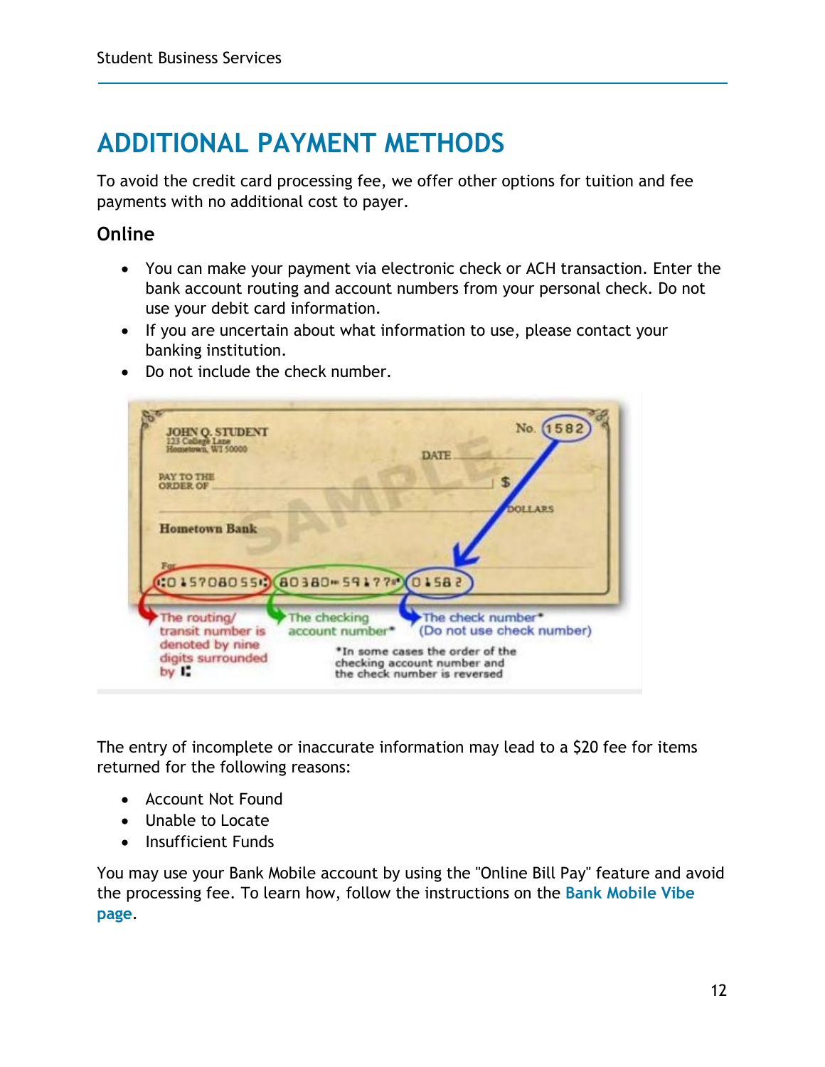# ADDITIONAL PAYMENT METHODS

To avoid the credit card processing fee, we offer other options for tuition and fee payments with no additional cost to payer.

## Online

- You can make your payment via electronic check or ACH transaction. Enter the bank account routing and account numbers from your personal check. Do not use your debit card information.
- If you are uncertain about what information to use, please contact your banking institution.
- Do not include the check number.

The entry of incomplete or inaccurate information may lead to a $20 fee for items returned for the following reasons:

- Account Not Found
- Unable to Locate
- Insufficient Funds

You may use your Bank Mobile account by using the "Online Bill Pay" feature and avoid the processing fee. To learn how, follow the instructions on the **Bank Mobile Vibe page**.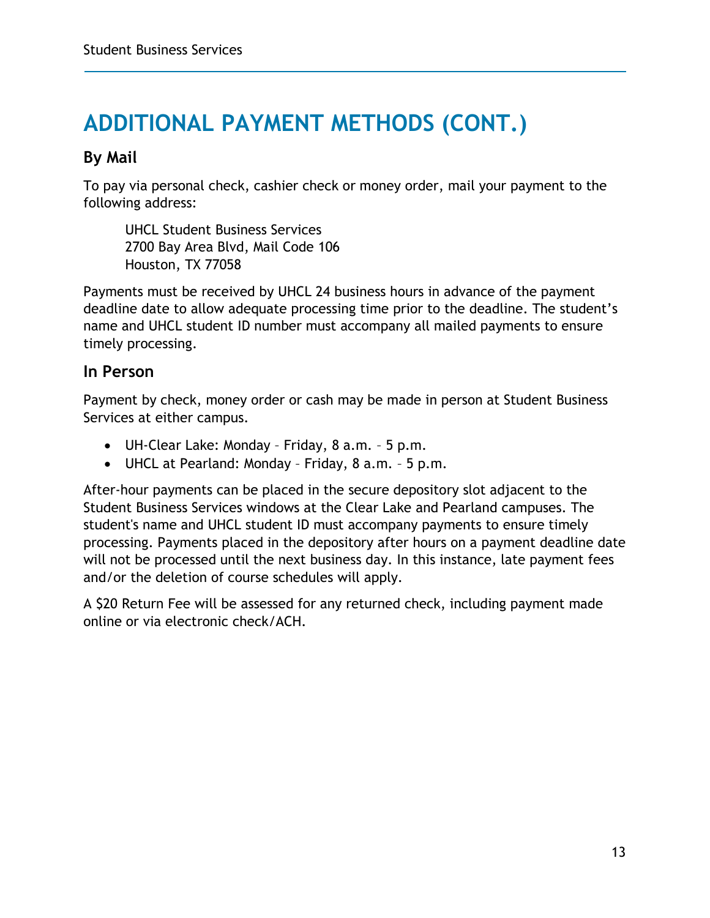# ADDITIONAL PAYMENT METHODS (CONT.)

### By Mail

To pay via personal check, cashier check or money order, mail your payment to the following address:

> UHCL Student Business Services
> 2700 Bay Area Blvd, Mail Code 106
> Houston, TX 77058

Payments must be received by UHCL 24 business hours in advance of the payment deadline date to allow adequate processing time prior to the deadline. The student's name and UHCL student ID number must accompany all mailed payments to ensure timely processing.

### In Person

Payment by check, money order or cash may be made in person at Student Business Services at either campus.

- UH-Clear Lake: Monday – Friday, 8 a.m. – 5 p.m.
- UHCL at Pearland: Monday – Friday, 8 a.m. – 5 p.m.

After-hour payments can be placed in the secure depository slot adjacent to the Student Business Services windows at the Clear Lake and Pearland campuses. The student's name and UHCL student ID must accompany payments to ensure timely processing. Payments placed in the depository after hours on a payment deadline date will not be processed until the next business day. In this instance, late payment fees and/or the deletion of course schedules will apply.

A $20 Return Fee will be assessed for any returned check, including payment made online or via electronic check/ACH.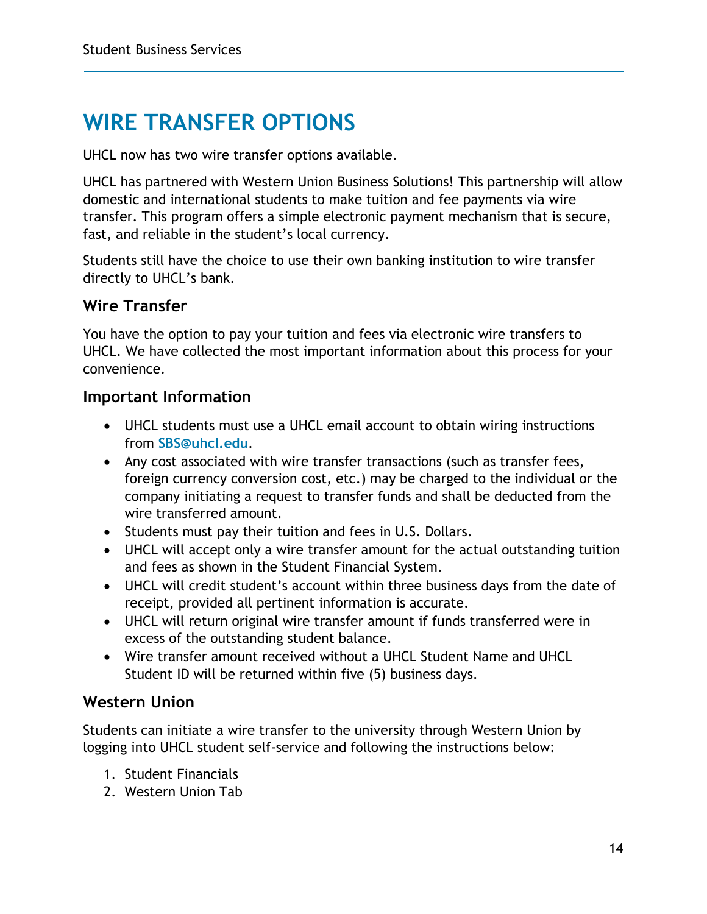# WIRE TRANSFER OPTIONS

UHCL now has two wire transfer options available.

UHCL has partnered with Western Union Business Solutions! This partnership will allow domestic and international students to make tuition and fee payments via wire transfer. This program offers a simple electronic payment mechanism that is secure, fast, and reliable in the student's local currency.

Students still have the choice to use their own banking institution to wire transfer directly to UHCL's bank.

## Wire Transfer

You have the option to pay your tuition and fees via electronic wire transfers to UHCL. We have collected the most important information about this process for your convenience.

## Important Information

- UHCL students must use a UHCL email account to obtain wiring instructions from **SBS@uhcl.edu**.
- Any cost associated with wire transfer transactions (such as transfer fees, foreign currency conversion cost, etc.) may be charged to the individual or the company initiating a request to transfer funds and shall be deducted from the wire transferred amount.
- Students must pay their tuition and fees in U.S. Dollars.
- UHCL will accept only a wire transfer amount for the actual outstanding tuition and fees as shown in the Student Financial System.
- UHCL will credit student's account within three business days from the date of receipt, provided all pertinent information is accurate.
- UHCL will return original wire transfer amount if funds transferred were in excess of the outstanding student balance.
- Wire transfer amount received without a UHCL Student Name and UHCL Student ID will be returned within five (5) business days.

## Western Union

Students can initiate a wire transfer to the university through Western Union by logging into UHCL student self-service and following the instructions below:

1. Student Financials
2. Western Union Tab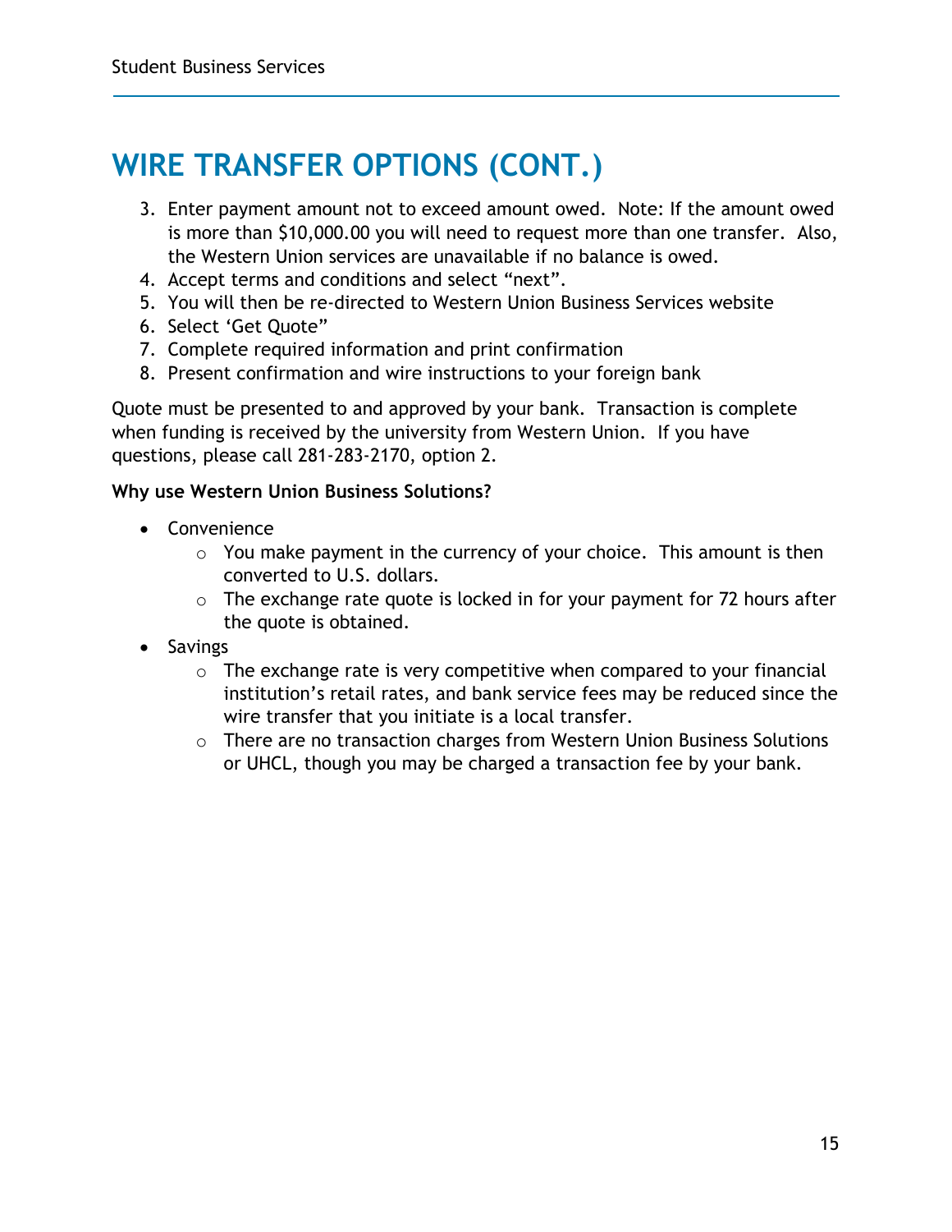# WIRE TRANSFER OPTIONS (CONT.)

3. Enter payment amount not to exceed amount owed. Note: If the amount owed is more than $10,000.00 you will need to request more than one transfer. Also, the Western Union services are unavailable if no balance is owed.
4. Accept terms and conditions and select “next”.
5. You will then be re-directed to Western Union Business Services website
6. Select ‘Get Quote”
7. Complete required information and print confirmation
8. Present confirmation and wire instructions to your foreign bank

Quote must be presented to and approved by your bank. Transaction is complete when funding is received by the university from Western Union. If you have questions, please call 281-283-2170, option 2.

**Why use Western Union Business Solutions?**

- Convenience
  - You make payment in the currency of your choice. This amount is then converted to U.S. dollars.
  - The exchange rate quote is locked in for your payment for 72 hours after the quote is obtained.
- Savings
  - The exchange rate is very competitive when compared to your financial institution’s retail rates, and bank service fees may be reduced since the wire transfer that you initiate is a local transfer.
  - There are no transaction charges from Western Union Business Solutions or UHCL, though you may be charged a transaction fee by your bank.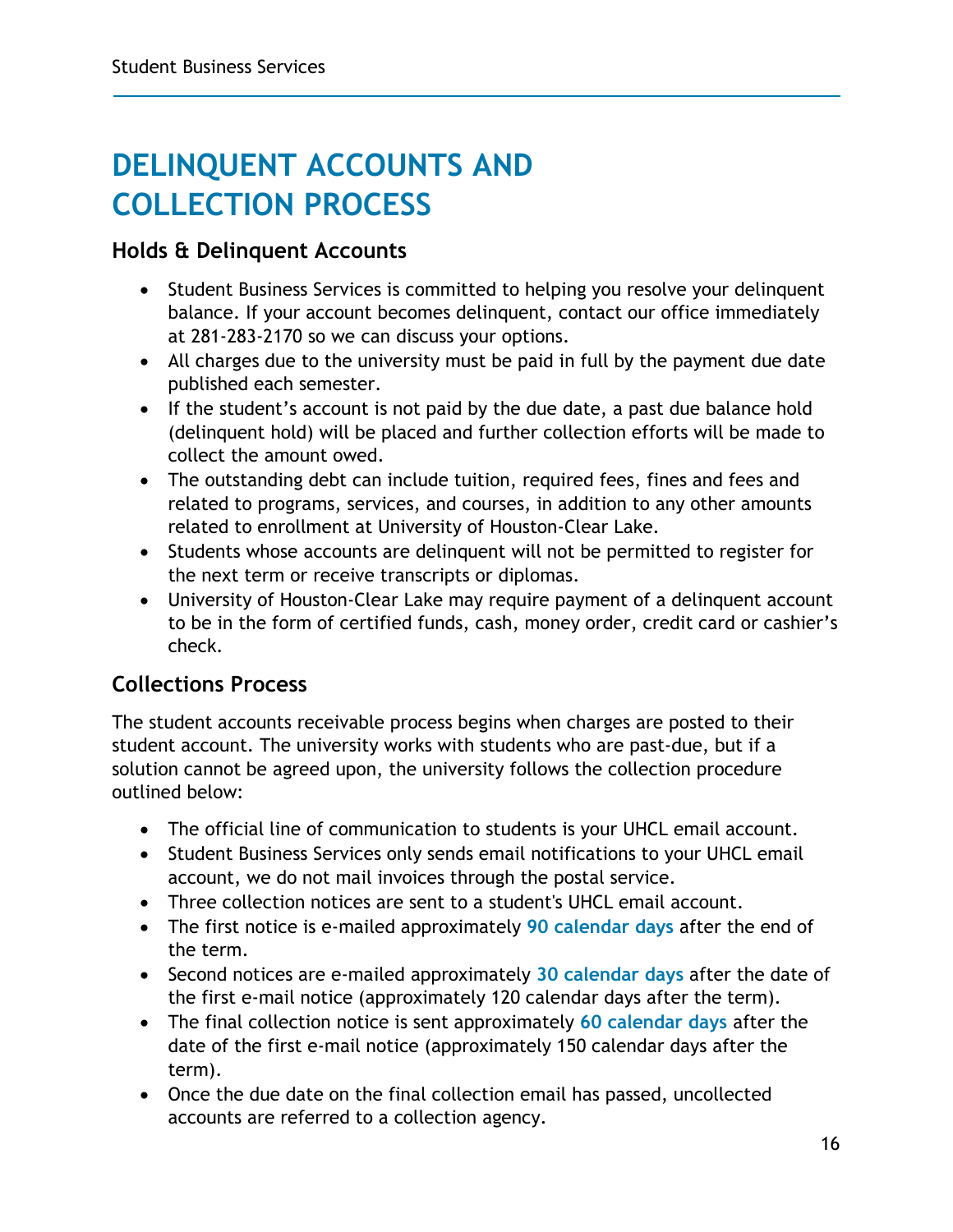# DELINQUENT ACCOUNTS AND COLLECTION PROCESS

## Holds & Delinquent Accounts

- Student Business Services is committed to helping you resolve your delinquent balance. If your account becomes delinquent, contact our office immediately at 281-283-2170 so we can discuss your options.
- All charges due to the university must be paid in full by the payment due date published each semester.
- If the student's account is not paid by the due date, a past due balance hold (delinquent hold) will be placed and further collection efforts will be made to collect the amount owed.
- The outstanding debt can include tuition, required fees, fines and fees and related to programs, services, and courses, in addition to any other amounts related to enrollment at University of Houston-Clear Lake.
- Students whose accounts are delinquent will not be permitted to register for the next term or receive transcripts or diplomas.
- University of Houston-Clear Lake may require payment of a delinquent account to be in the form of certified funds, cash, money order, credit card or cashier's check.

## Collections Process

The student accounts receivable process begins when charges are posted to their student account. The university works with students who are past-due, but if a solution cannot be agreed upon, the university follows the collection procedure outlined below:

- The official line of communication to students is your UHCL email account.
- Student Business Services only sends email notifications to your UHCL email account, we do not mail invoices through the postal service.
- Three collection notices are sent to a student's UHCL email account.
- The first notice is e-mailed approximately **90 calendar days** after the end of the term.
- Second notices are e-mailed approximately **30 calendar days** after the date of the first e-mail notice (approximately 120 calendar days after the term).
- The final collection notice is sent approximately **60 calendar days** after the date of the first e-mail notice (approximately 150 calendar days after the term).
- Once the due date on the final collection email has passed, uncollected accounts are referred to a collection agency.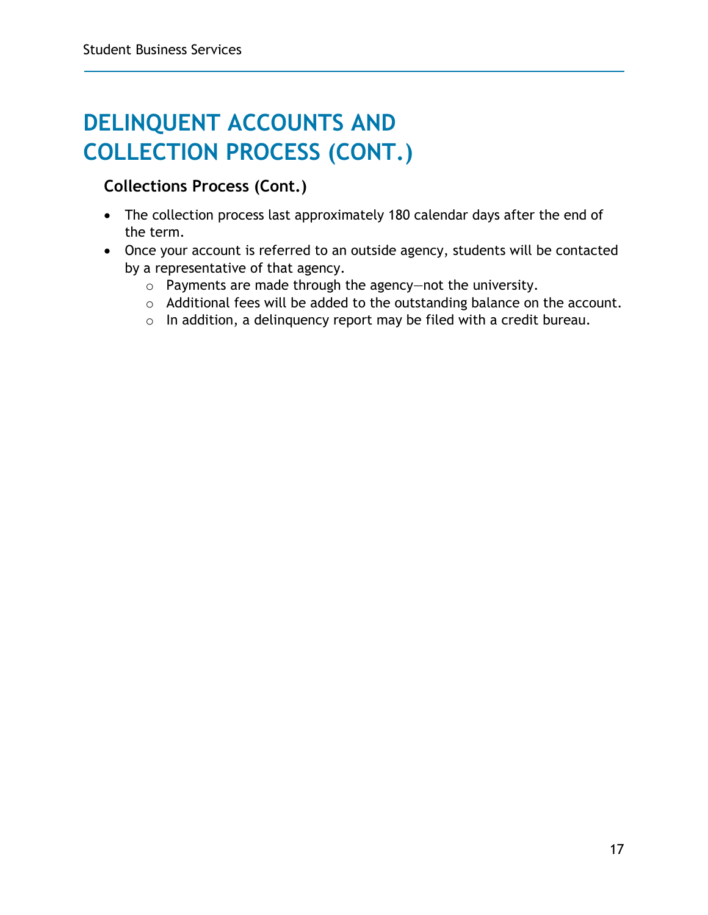# DELINQUENT ACCOUNTS AND COLLECTION PROCESS (CONT.)

### Collections Process (Cont.)

- The collection process last approximately 180 calendar days after the end of the term.
- Once your account is referred to an outside agency, students will be contacted by a representative of that agency.
  - Payments are made through the agency—not the university.
  - Additional fees will be added to the outstanding balance on the account.
  - In addition, a delinquency report may be filed with a credit bureau.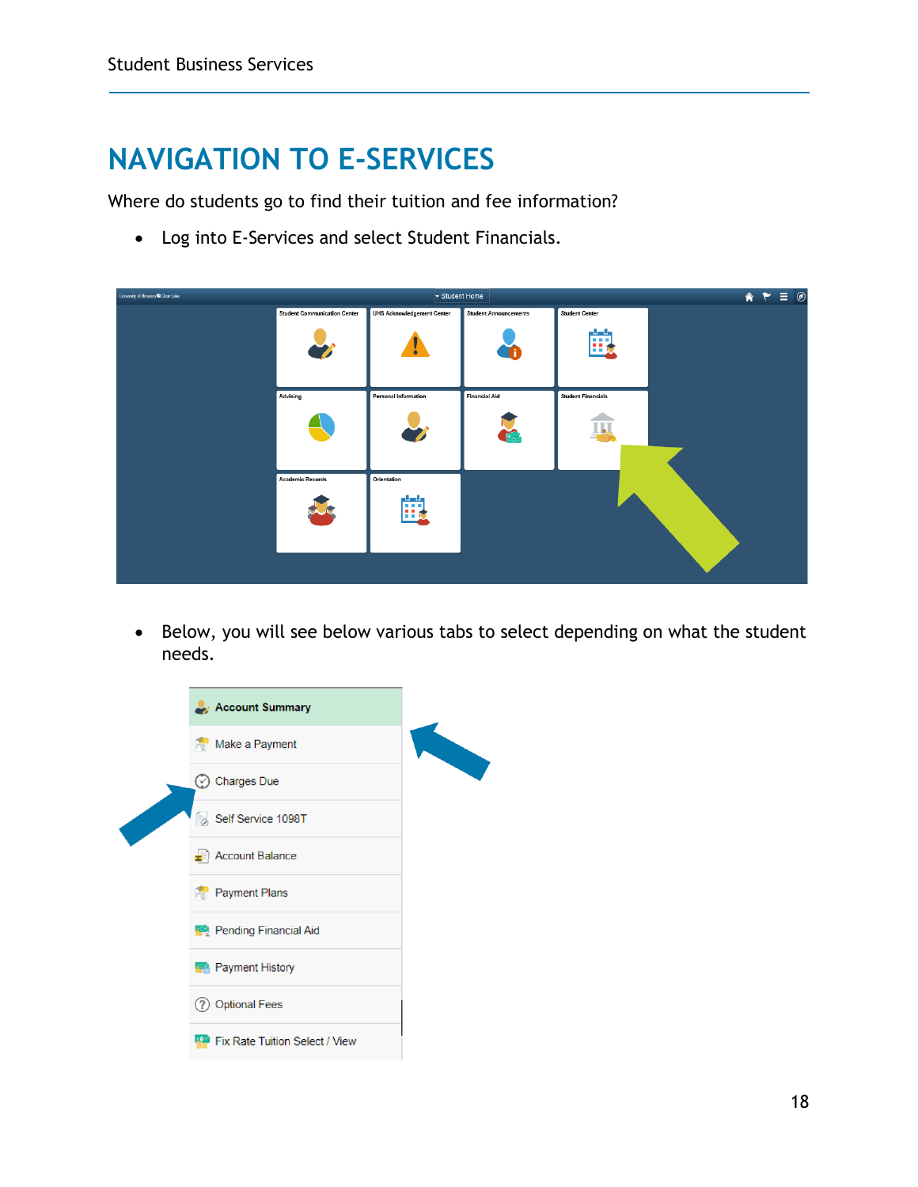# NAVIGATION TO E-SERVICES

Where do students go to find their tuition and fee information?

- Log into E-Services and select Student Financials.

- Below, you will see below various tabs to select depending on what the student needs.